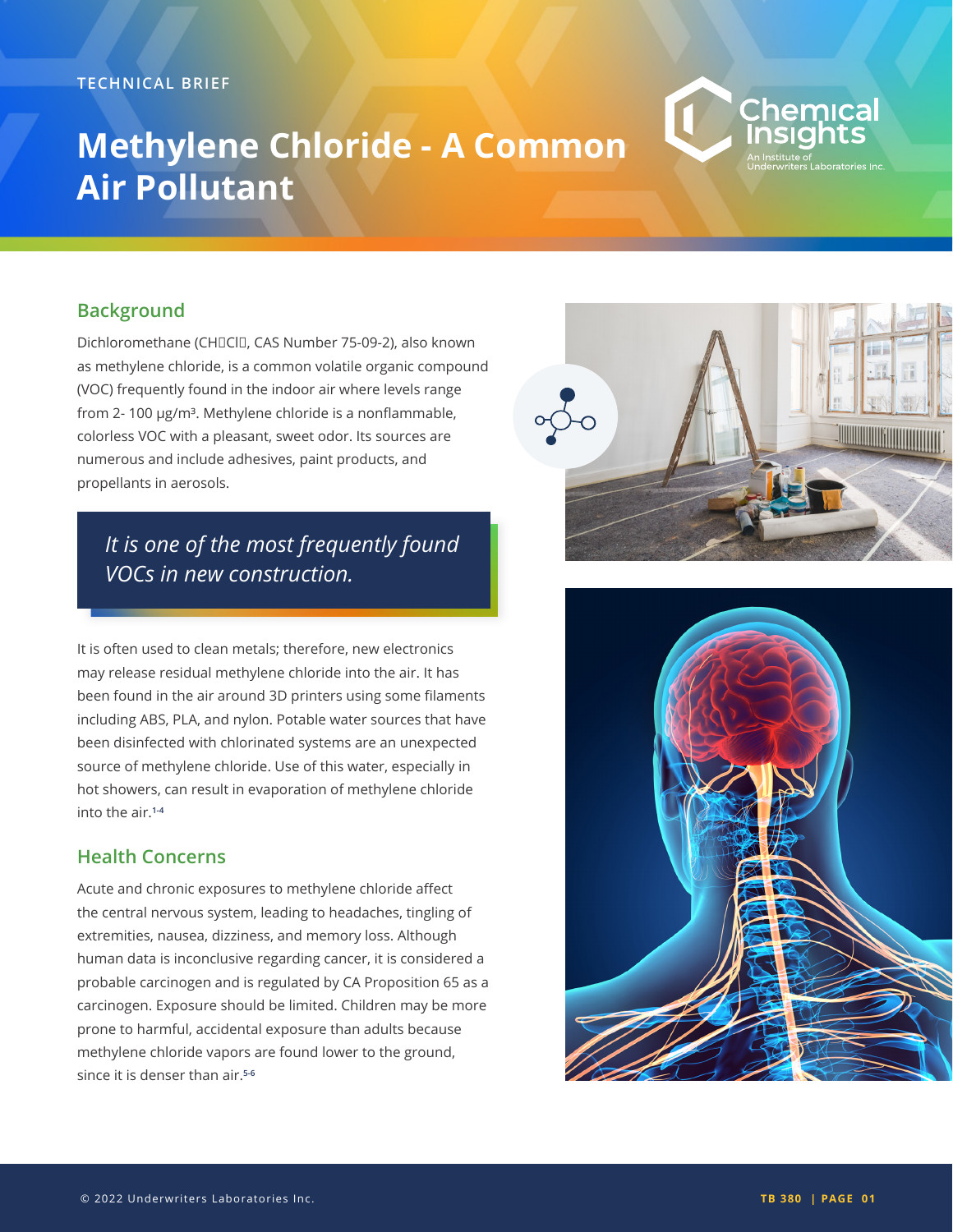TECHNICAL BRIEF

# Methylene Chloride - A Common Air Pollutant

## Background

Dichloromethane ($CH_2Cl_2$, CAS Number 75-09-2), also known as methylene chloride, is a common volatile organic compound (VOC) frequently found in the indoor air where levels range from 2- 100 μg/m³. Methylene chloride is a nonflammable, colorless VOC with a pleasant, sweet odor. Its sources are numerous and include adhesives, paint products, and propellants in aerosols.

> *It is one of the most frequently found VOCs in new construction.*

It is often used to clean metals; therefore, new electronics may release residual methylene chloride into the air. It has been found in the air around 3D printers using some filaments including ABS, PLA, and nylon. Potable water sources that have been disinfected with chlorinated systems are an unexpected source of methylene chloride. Use of this water, especially in hot showers, can result in evaporation of methylene chloride into the air.[1-4]

## Health Concerns

Acute and chronic exposures to methylene chloride affect the central nervous system, leading to headaches, tingling of extremities, nausea, dizziness, and memory loss. Although human data is inconclusive regarding cancer, it is considered a probable carcinogen and is regulated by CA Proposition 65 as a carcinogen. Exposure should be limited. Children may be more prone to harmful, accidental exposure than adults because methylene chloride vapors are found lower to the ground, since it is denser than air.[5-6]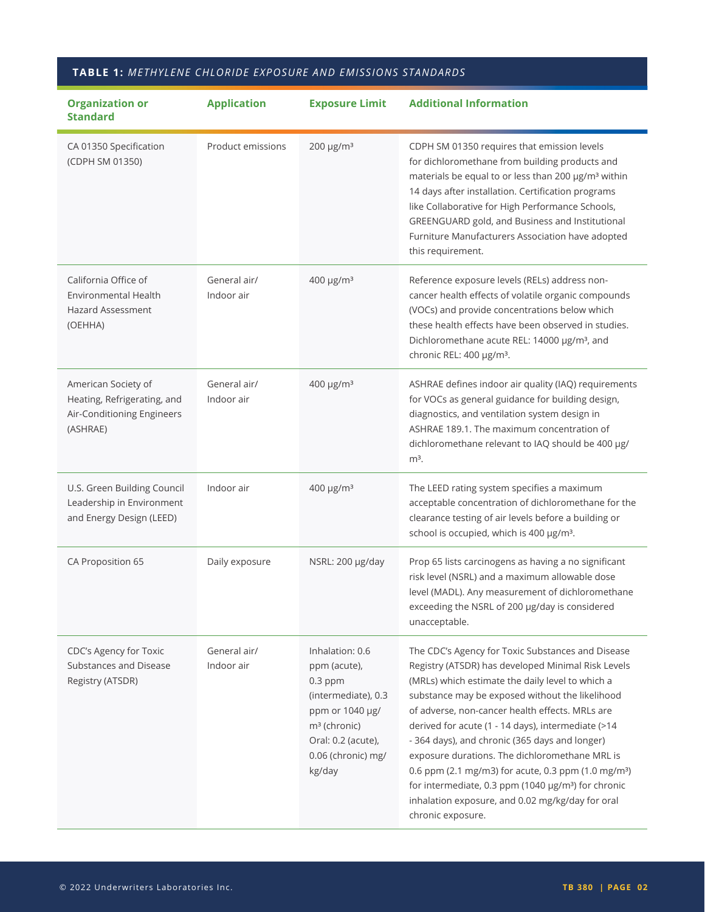**TABLE 1:** *METHYLENE CHLORIDE EXPOSURE AND EMISSIONS STANDARDS*

| Organization or Standard | Application | Exposure Limit | Additional Information |
|---|---|---|---|
| CA 01350 Specification (CDPH SM 01350) | Product emissions | 200 μg/m³ | CDPH SM 01350 requires that emission levels for dichloromethane from building products and materials be equal to or less than 200 μg/m³ within 14 days after installation. Certification programs like Collaborative for High Performance Schools, GREENGUARD gold, and Business and Institutional Furniture Manufacturers Association have adopted this requirement. |
| California Office of Environmental Health Hazard Assessment (OEHHA) | General air/ Indoor air | 400 μg/m³ | Reference exposure levels (RELs) address non-cancer health effects of volatile organic compounds (VOCs) and provide concentrations below which these health effects have been observed in studies. Dichloromethane acute REL: 14000 μg/m³, and chronic REL: 400 μg/m³. |
| American Society of Heating, Refrigerating, and Air-Conditioning Engineers (ASHRAE) | General air/ Indoor air | 400 μg/m³ | ASHRAE defines indoor air quality (IAQ) requirements for VOCs as general guidance for building design, diagnostics, and ventilation system design in ASHRAE 189.1. The maximum concentration of dichloromethane relevant to IAQ should be 400 μg/m³. |
| U.S. Green Building Council Leadership in Environment and Energy Design (LEED) | Indoor air | 400 μg/m³ | The LEED rating system specifies a maximum acceptable concentration of dichloromethane for the clearance testing of air levels before a building or school is occupied, which is 400 μg/m³. |
| CA Proposition 65 | Daily exposure | NSRL: 200 μg/day | Prop 65 lists carcinogens as having a no significant risk level (NSRL) and a maximum allowable dose level (MADL). Any measurement of dichloromethane exceeding the NSRL of 200 μg/day is considered unacceptable. |
| CDC's Agency for Toxic Substances and Disease Registry (ATSDR) | General air/ Indoor air | Inhalation: 0.6 ppm (acute), 0.3 ppm (intermediate), 0.3 ppm or 1040 μg/m³ (chronic) Oral: 0.2 (acute), 0.06 (chronic) mg/kg/day | The CDC's Agency for Toxic Substances and Disease Registry (ATSDR) has developed Minimal Risk Levels (MRLs) which estimate the daily level to which a substance may be exposed without the likelihood of adverse, non-cancer health effects. MRLs are derived for acute (1 - 14 days), intermediate (>14 - 364 days), and chronic (365 days and longer) exposure durations. The dichloromethane MRL is 0.6 ppm (2.1 mg/m3) for acute, 0.3 ppm (1.0 mg/m³) for intermediate, 0.3 ppm (1040 μg/m³) for chronic inhalation exposure, and 0.02 mg/kg/day for oral chronic exposure. |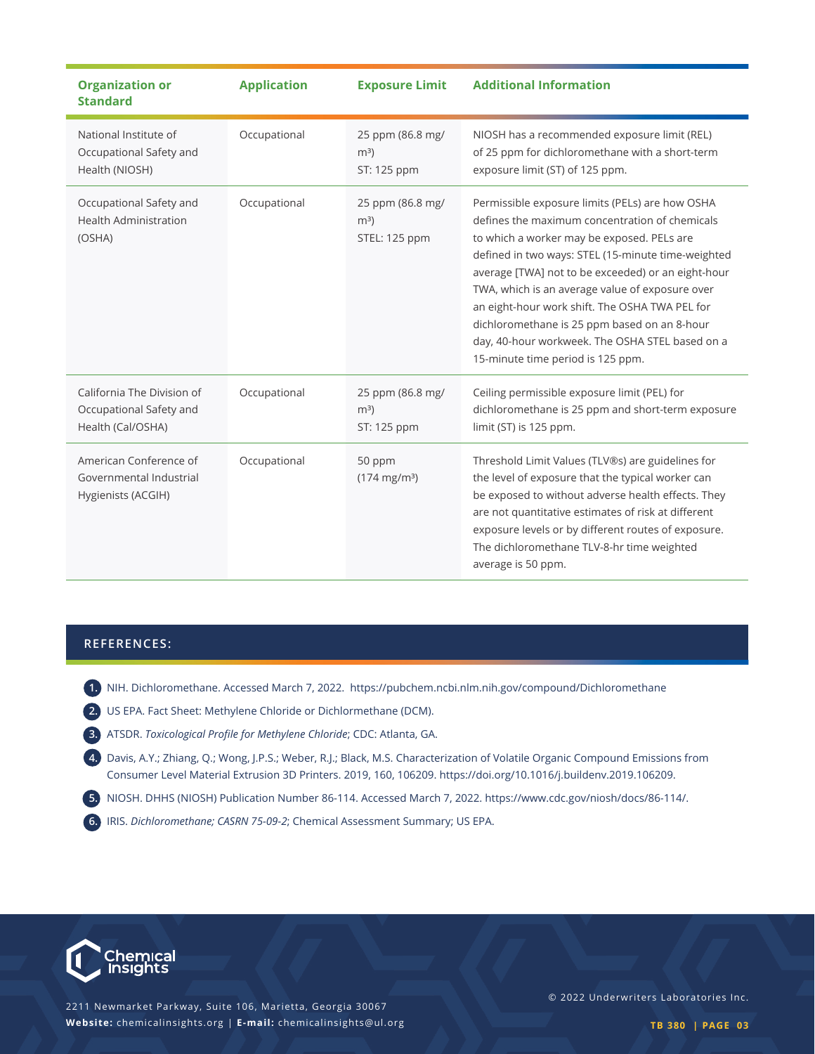| Organization or Standard | Application | Exposure Limit | Additional Information |
|---|---|---|---|
| National Institute of Occupational Safety and Health (NIOSH) | Occupational | 25 ppm (86.8 mg/m³) ST: 125 ppm | NIOSH has a recommended exposure limit (REL) of 25 ppm for dichloromethane with a short-term exposure limit (ST) of 125 ppm. |
| Occupational Safety and Health Administration (OSHA) | Occupational | 25 ppm (86.8 mg/m³) STEL: 125 ppm | Permissible exposure limits (PELs) are how OSHA defines the maximum concentration of chemicals to which a worker may be exposed. PELs are defined in two ways: STEL (15-minute time-weighted average [TWA] not to be exceeded) or an eight-hour TWA, which is an average value of exposure over an eight-hour work shift. The OSHA TWA PEL for dichloromethane is 25 ppm based on an 8-hour day, 40-hour workweek. The OSHA STEL based on a 15-minute time period is 125 ppm. |
| California The Division of Occupational Safety and Health (Cal/OSHA) | Occupational | 25 ppm (86.8 mg/m³) ST: 125 ppm | Ceiling permissible exposure limit (PEL) for dichloromethane is 25 ppm and short-term exposure limit (ST) is 125 ppm. |
| American Conference of Governmental Industrial Hygienists (ACGIH) | Occupational | 50 ppm (174 mg/m³) | Threshold Limit Values (TLV®s) are guidelines for the level of exposure that the typical worker can be exposed to without adverse health effects. They are not quantitative estimates of risk at different exposure levels or by different routes of exposure. The dichloromethane TLV-8-hr time weighted average is 50 ppm. |

## REFERENCES:

1. NIH. Dichloromethane. Accessed March 7, 2022. https://pubchem.ncbi.nlm.nih.gov/compound/Dichloromethane
2. US EPA. Fact Sheet: Methylene Chloride or Dichlormethane (DCM).
3. ATSDR. *Toxicological Profile for Methylene Chloride*; CDC: Atlanta, GA.
4. Davis, A.Y.; Zhiang, Q.; Wong, J.P.S.; Weber, R.J.; Black, M.S. Characterization of Volatile Organic Compound Emissions from Consumer Level Material Extrusion 3D Printers. 2019, 160, 106209. https://doi.org/10.1016/j.buildenv.2019.106209.
5. NIOSH. DHHS (NIOSH) Publication Number 86-114. Accessed March 7, 2022. https://www.cdc.gov/niosh/docs/86-114/.
6. IRIS. *Dichloromethane; CASRN 75-09-2*; Chemical Assessment Summary; US EPA.

Chemical Insights

2211 Newmarket Parkway, Suite 106, Marietta, Georgia 30067
**Website:** chemicalinsights.org | **E-mail:** chemicalinsights@ul.org

© 2022 Underwriters Laboratories Inc.

TB 380